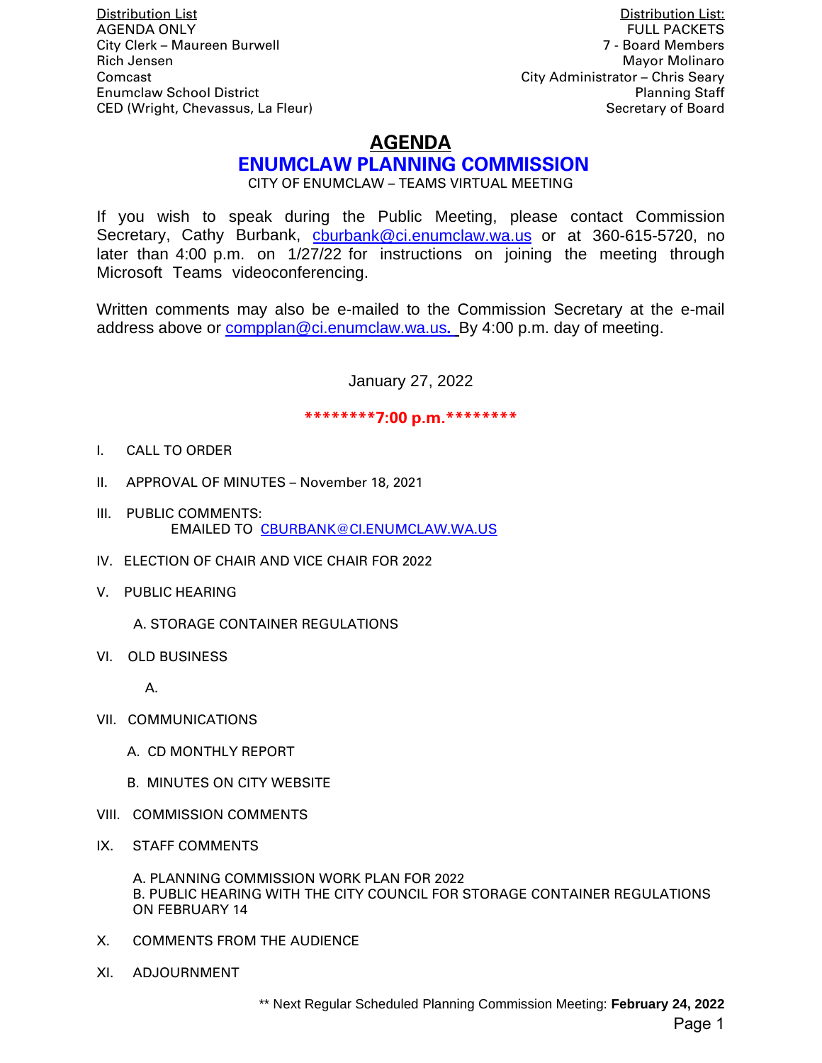Distribution List
AGENDA ONLY
City Clerk – Maureen Burwell
Rich Jensen
Comcast
Enumclaw School District
CED (Wright, Chevassus, La Fleur)

Distribution List:
FULL PACKETS
7 - Board Members
Mayor Molinaro
City Administrator – Chris Seary
Planning Staff
Secretary of Board

# AGENDA

## ENUMCLAW PLANNING COMMISSION

CITY OF ENUMCLAW – TEAMS VIRTUAL MEETING

If you wish to speak during the Public Meeting, please contact Commission Secretary, Cathy Burbank, cburbank@ci.enumclaw.wa.us or at 360-615-5720, no later than 4:00 p.m. on 1/27/22 for instructions on joining the meeting through Microsoft Teams videoconferencing.

Written comments may also be e-mailed to the Commission Secretary at the e-mail address above or compplan@ci.enumclaw.wa.us. By 4:00 p.m. day of meeting.

January 27, 2022

**********7:00 p.m.**********

I. CALL TO ORDER

II. APPROVAL OF MINUTES – November 18, 2021

III. PUBLIC COMMENTS:
EMAILED TO CBURBANK@CI.ENUMCLAW.WA.US

IV. ELECTION OF CHAIR AND VICE CHAIR FOR 2022

V. PUBLIC HEARING

A. STORAGE CONTAINER REGULATIONS

VI. OLD BUSINESS

A.

VII. COMMUNICATIONS

A. CD MONTHLY REPORT

B. MINUTES ON CITY WEBSITE

VIII. COMMISSION COMMENTS

IX. STAFF COMMENTS

A. PLANNING COMMISSION WORK PLAN FOR 2022
B. PUBLIC HEARING WITH THE CITY COUNCIL FOR STORAGE CONTAINER REGULATIONS ON FEBRUARY 14

X. COMMENTS FROM THE AUDIENCE

XI. ADJOURNMENT

** Next Regular Scheduled Planning Commission Meeting: **February 24, 2022**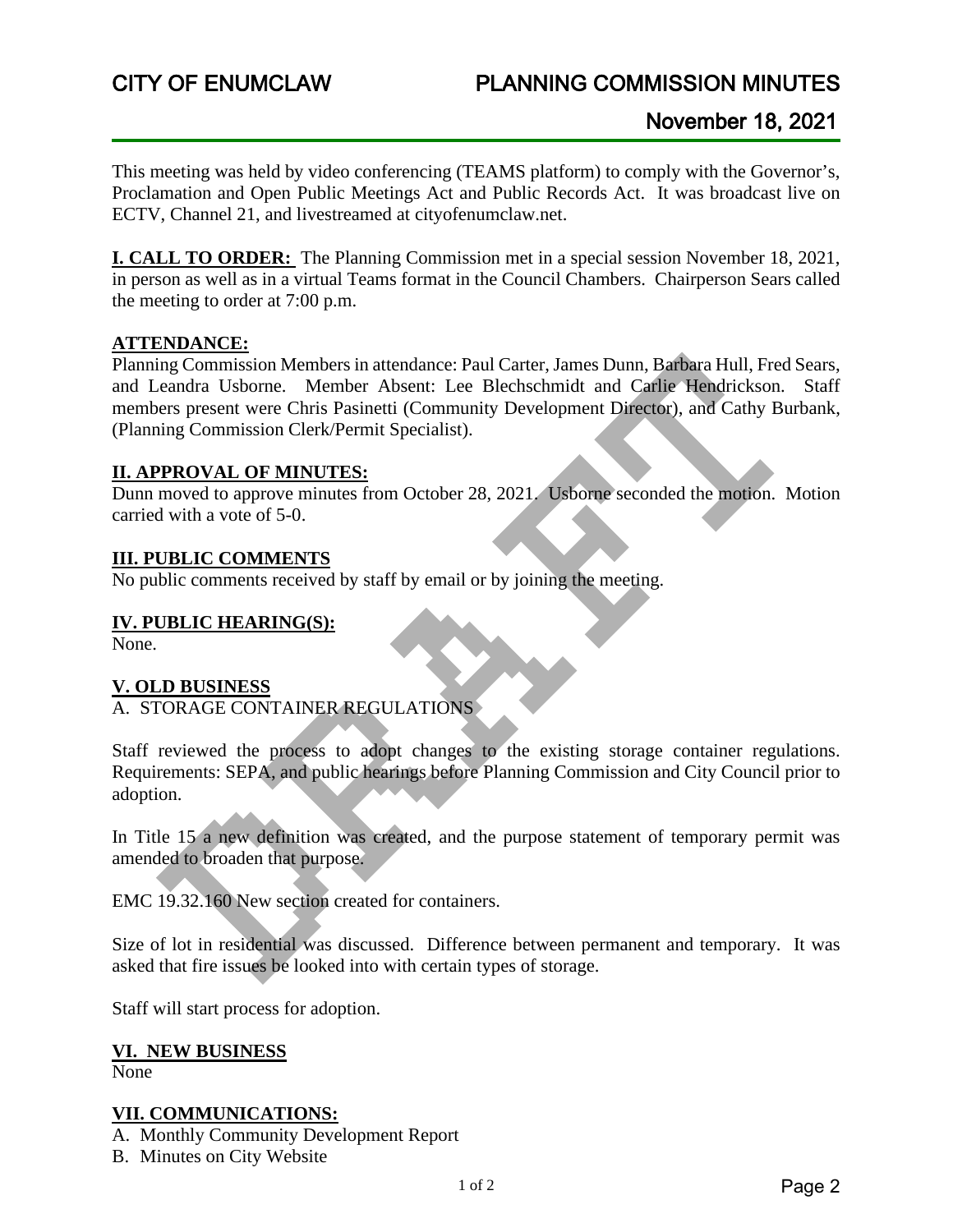# CITY OF ENUMCLAW — PLANNING COMMISSION MINUTES

## November 18, 2021

This meeting was held by video conferencing (TEAMS platform) to comply with the Governor's, Proclamation and Open Public Meetings Act and Public Records Act. It was broadcast live on ECTV, Channel 21, and livestreamed at cityofenumclaw.net.

**I. CALL TO ORDER:** The Planning Commission met in a special session November 18, 2021, in person as well as in a virtual Teams format in the Council Chambers. Chairperson Sears called the meeting to order at 7:00 p.m.

**ATTENDANCE:**

Planning Commission Members in attendance: Paul Carter, James Dunn, Barbara Hull, Fred Sears, and Leandra Usborne. Member Absent: Lee Blechschmidt and Carlie Hendrickson. Staff members present were Chris Pasinetti (Community Development Director), and Cathy Burbank, (Planning Commission Clerk/Permit Specialist).

**II. APPROVAL OF MINUTES:**

Dunn moved to approve minutes from October 28, 2021. Usborne seconded the motion. Motion carried with a vote of 5-0.

**III. PUBLIC COMMENTS**

No public comments received by staff by email or by joining the meeting.

**IV. PUBLIC HEARING(S):**

None.

**V. OLD BUSINESS**

A. STORAGE CONTAINER REGULATIONS

Staff reviewed the process to adopt changes to the existing storage container regulations. Requirements: SEPA, and public hearings before Planning Commission and City Council prior to adoption.

In Title 15 a new definition was created, and the purpose statement of temporary permit was amended to broaden that purpose.

EMC 19.32.160 New section created for containers.

Size of lot in residential was discussed. Difference between permanent and temporary. It was asked that fire issues be looked into with certain types of storage.

Staff will start process for adoption.

**VI. NEW BUSINESS**

None

**VII. COMMUNICATIONS:**

A. Monthly Community Development Report

B. Minutes on City Website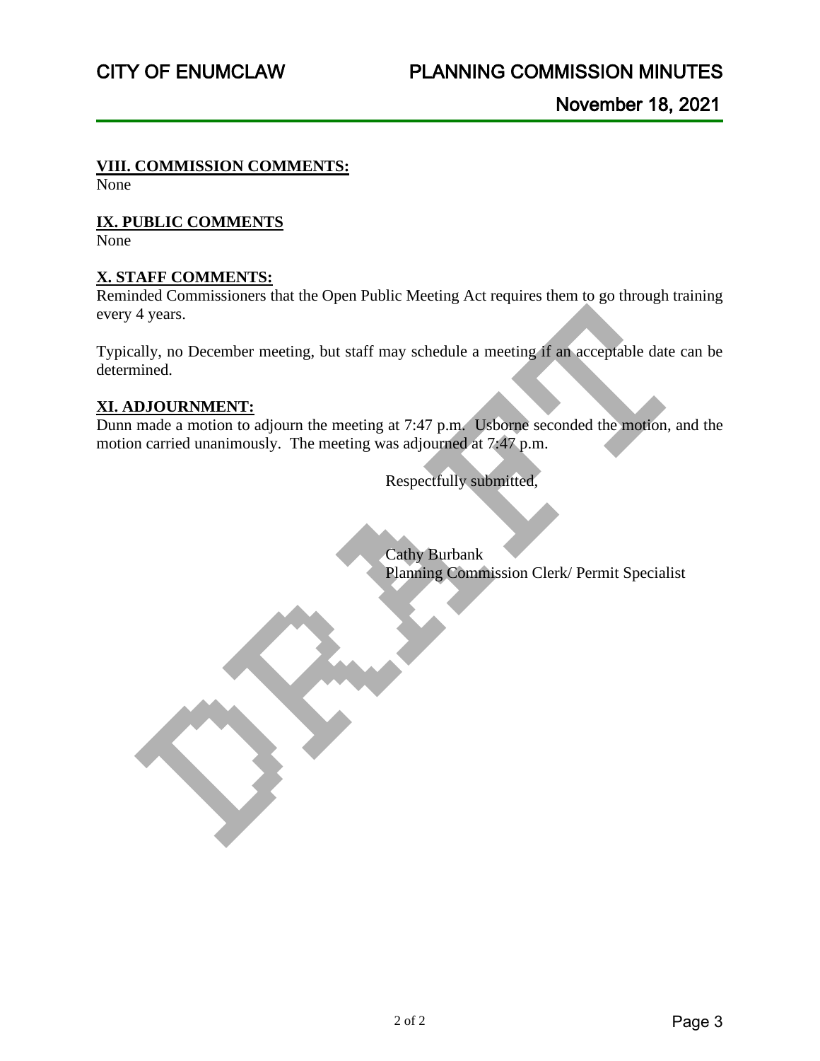### VIII. COMMISSION COMMENTS:

None

### IX. PUBLIC COMMENTS

None

### X. STAFF COMMENTS:

Reminded Commissioners that the Open Public Meeting Act requires them to go through training every 4 years.

Typically, no December meeting, but staff may schedule a meeting if an acceptable date can be determined.

### XI. ADJOURNMENT:

Dunn made a motion to adjourn the meeting at 7:47 p.m. Usborne seconded the motion, and the motion carried unanimously. The meeting was adjourned at 7:47 p.m.

Respectfully submitted,

Cathy Burbank
Planning Commission Clerk/ Permit Specialist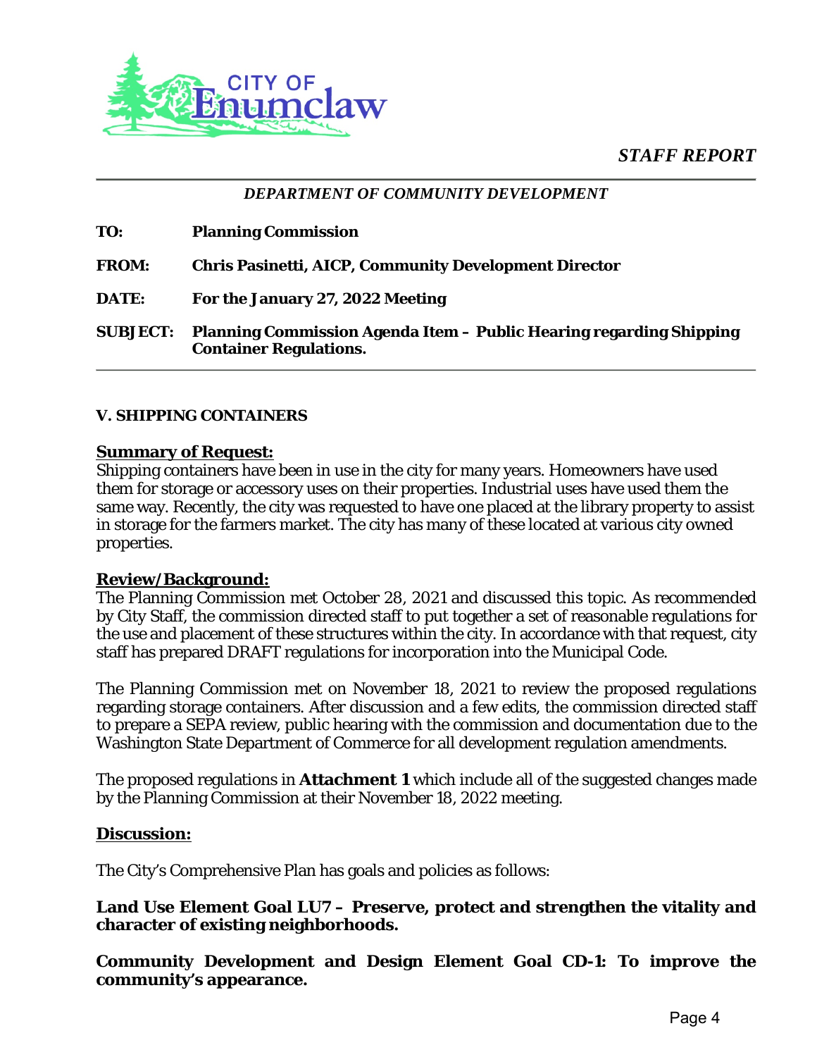CITY OF Enumclaw

*STAFF REPORT*

*DEPARTMENT OF COMMUNITY DEVELOPMENT*

**TO:** **Planning Commission**

**FROM:** **Chris Pasinetti, AICP, Community Development Director**

**DATE:** **For the January 27, 2022 Meeting**

**SUBJECT:** **Planning Commission Agenda Item – Public Hearing regarding Shipping Container Regulations.**

---

**V. SHIPPING CONTAINERS**

**Summary of Request:**

Shipping containers have been in use in the city for many years. Homeowners have used them for storage or accessory uses on their properties. Industrial uses have used them the same way. Recently, the city was requested to have one placed at the library property to assist in storage for the farmers market. The city has many of these located at various city owned properties.

**Review/Background:**

The Planning Commission met October 28, 2021 and discussed this topic. As recommended by City Staff, the commission directed staff to put together a set of reasonable regulations for the use and placement of these structures within the city. In accordance with that request, city staff has prepared DRAFT regulations for incorporation into the Municipal Code.

The Planning Commission met on November 18, 2021 to review the proposed regulations regarding storage containers. After discussion and a few edits, the commission directed staff to prepare a SEPA review, public hearing with the commission and documentation due to the Washington State Department of Commerce for all development regulation amendments.

The proposed regulations in **Attachment 1** which include all of the suggested changes made by the Planning Commission at their November 18, 2022 meeting.

**Discussion:**

The City's Comprehensive Plan has goals and policies as follows:

**Land Use Element Goal LU7 – Preserve, protect and strengthen the vitality and character of existing neighborhoods.**

**Community Development and Design Element Goal CD-1: To improve the community's appearance.**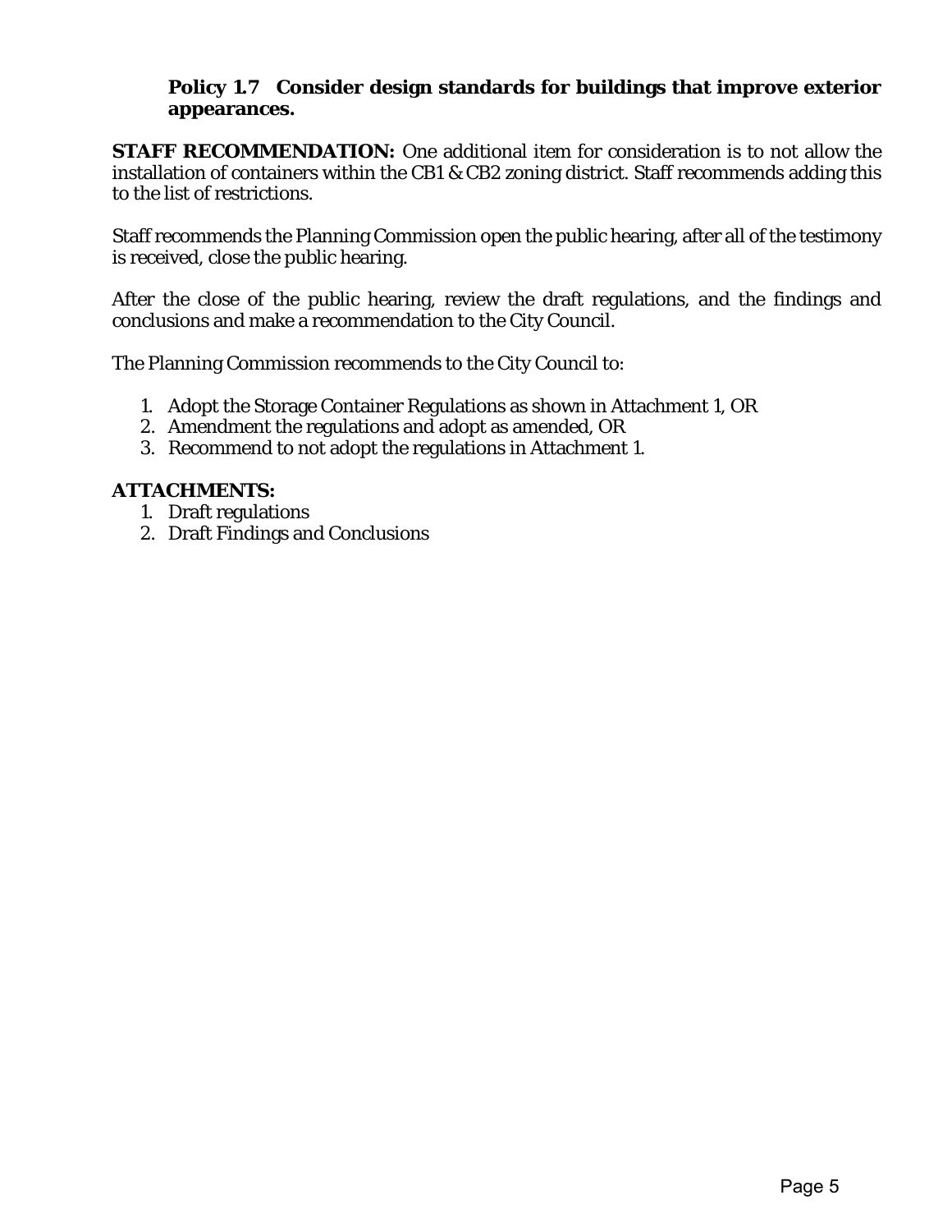**Policy 1.7 Consider design standards for buildings that improve exterior appearances.**

**STAFF RECOMMENDATION:** One additional item for consideration is to not allow the installation of containers within the CB1 & CB2 zoning district. Staff recommends adding this to the list of restrictions.

Staff recommends the Planning Commission open the public hearing, after all of the testimony is received, close the public hearing.

After the close of the public hearing, review the draft regulations, and the findings and conclusions and make a recommendation to the City Council.

The Planning Commission recommends to the City Council to:

1. Adopt the Storage Container Regulations as shown in Attachment 1, OR
2. Amendment the regulations and adopt as amended, OR
3. Recommend to not adopt the regulations in Attachment 1.

**ATTACHMENTS:**

1. Draft regulations
2. Draft Findings and Conclusions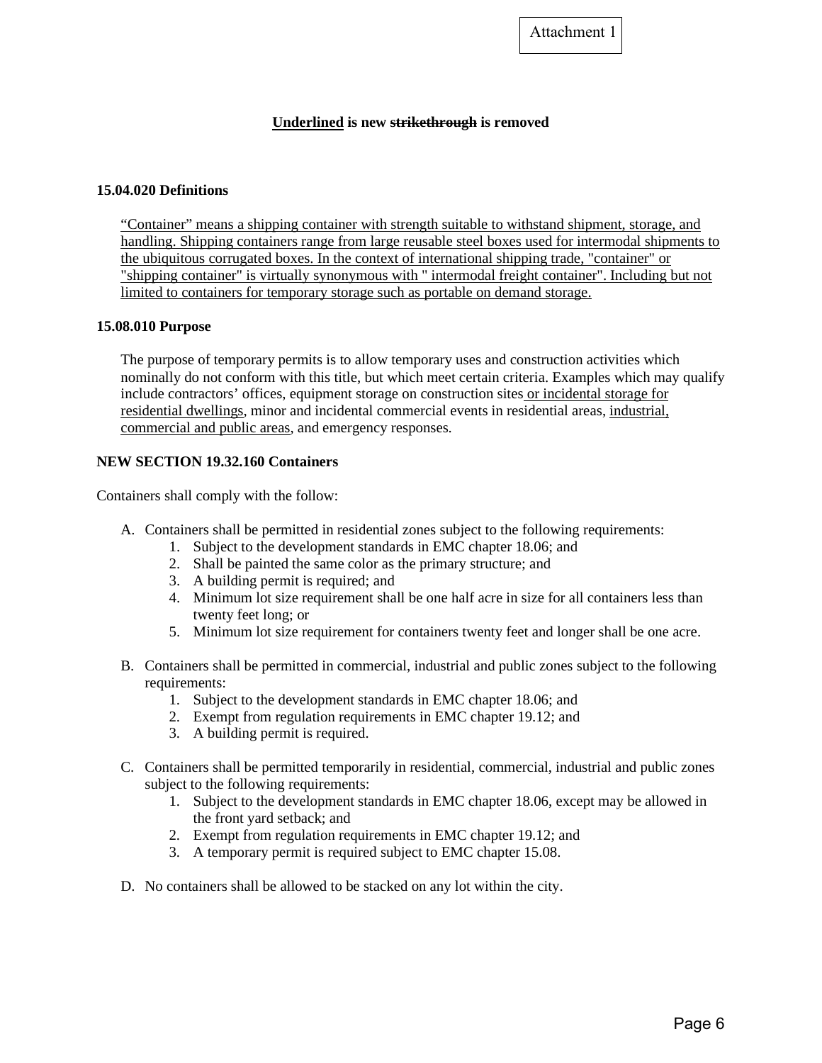Attachment 1

**<u>Underlined</u> is new ~~strikethrough~~ is removed**

**15.04.020 Definitions**

<u>"Container" means a shipping container with strength suitable to withstand shipment, storage, and handling. Shipping containers range from large reusable steel boxes used for intermodal shipments to the ubiquitous corrugated boxes. In the context of international shipping trade, "container" or "shipping container" is virtually synonymous with " intermodal freight container". Including but not limited to containers for temporary storage such as portable on demand storage.</u>

**15.08.010 Purpose**

The purpose of temporary permits is to allow temporary uses and construction activities which nominally do not conform with this title, but which meet certain criteria. Examples which may qualify include contractors' offices, equipment storage on construction sites<u> or incidental storage for residential dwellings</u>, minor and incidental commercial events in residential areas, <u>industrial, commercial and public areas</u>, and emergency responses.

**NEW SECTION 19.32.160 Containers**

Containers shall comply with the follow:

A. Containers shall be permitted in residential zones subject to the following requirements:
   1. Subject to the development standards in EMC chapter 18.06; and
   2. Shall be painted the same color as the primary structure; and
   3. A building permit is required; and
   4. Minimum lot size requirement shall be one half acre in size for all containers less than twenty feet long; or
   5. Minimum lot size requirement for containers twenty feet and longer shall be one acre.

B. Containers shall be permitted in commercial, industrial and public zones subject to the following requirements:
   1. Subject to the development standards in EMC chapter 18.06; and
   2. Exempt from regulation requirements in EMC chapter 19.12; and
   3. A building permit is required.

C. Containers shall be permitted temporarily in residential, commercial, industrial and public zones subject to the following requirements:
   1. Subject to the development standards in EMC chapter 18.06, except may be allowed in the front yard setback; and
   2. Exempt from regulation requirements in EMC chapter 19.12; and
   3. A temporary permit is required subject to EMC chapter 15.08.

D. No containers shall be allowed to be stacked on any lot within the city.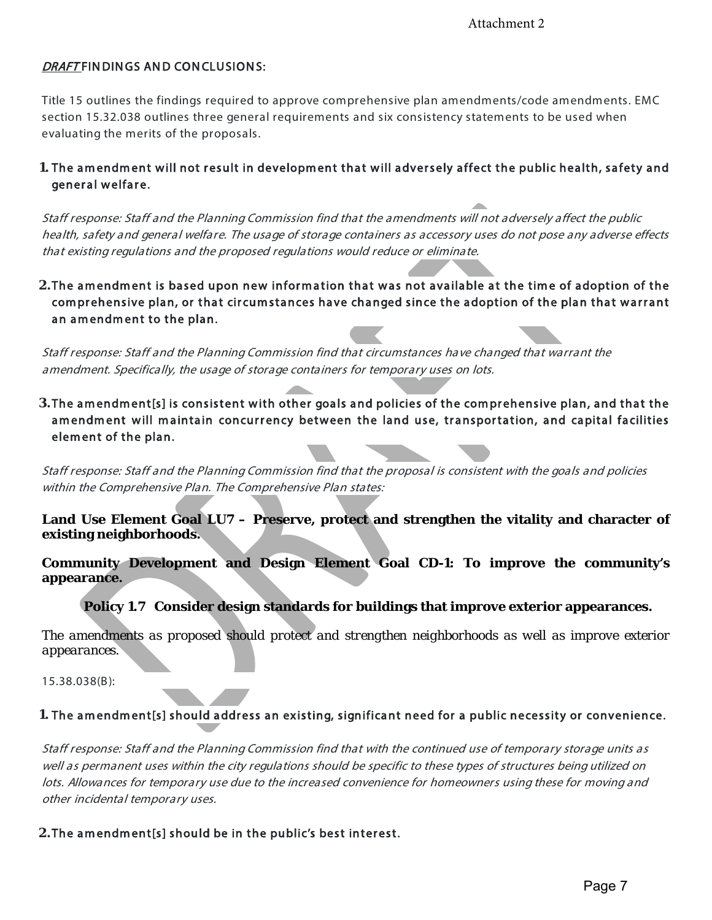Attachment 2

## *DRAFT* FINDINGS AND CONCLUSIONS:

Title 15 outlines the findings required to approve comprehensive plan amendments/code amendments. EMC section 15.32.038 outlines three general requirements and six consistency statements to be used when evaluating the merits of the proposals.

**1. The amendment will not result in development that will adversely affect the public health, safety and general welfare.**

*Staff response: Staff and the Planning Commission find that the amendments will not adversely affect the public health, safety and general welfare. The usage of storage containers as accessory uses do not pose any adverse effects that existing regulations and the proposed regulations would reduce or eliminate.*

**2. The amendment is based upon new information that was not available at the time of adoption of the comprehensive plan, or that circumstances have changed since the adoption of the plan that warrant an amendment to the plan.**

*Staff response: Staff and the Planning Commission find that circumstances have changed that warrant the amendment. Specifically, the usage of storage containers for temporary uses on lots.*

**3. The amendment[s] is consistent with other goals and policies of the comprehensive plan, and that the amendment will maintain concurrency between the land use, transportation, and capital facilities element of the plan.**

*Staff response: Staff and the Planning Commission find that the proposal is consistent with the goals and policies within the Comprehensive Plan. The Comprehensive Plan states:*

**Land Use Element Goal LU7 – Preserve, protect and strengthen the vitality and character of existing neighborhoods.**

**Community Development and Design Element Goal CD-1: To improve the community's appearance.**

**Policy 1.7 Consider design standards for buildings that improve exterior appearances.**

The amendments as proposed should protect and strengthen neighborhoods as well as improve exterior appearances.

15.38.038(B):

**1. The amendment[s] should address an existing, significant need for a public necessity or convenience.**

*Staff response: Staff and the Planning Commission find that with the continued use of temporary storage units as well as permanent uses within the city regulations should be specific to these types of structures being utilized on lots. Allowances for temporary use due to the increased convenience for homeowners using these for moving and other incidental temporary uses.*

**2. The amendment[s] should be in the public's best interest.**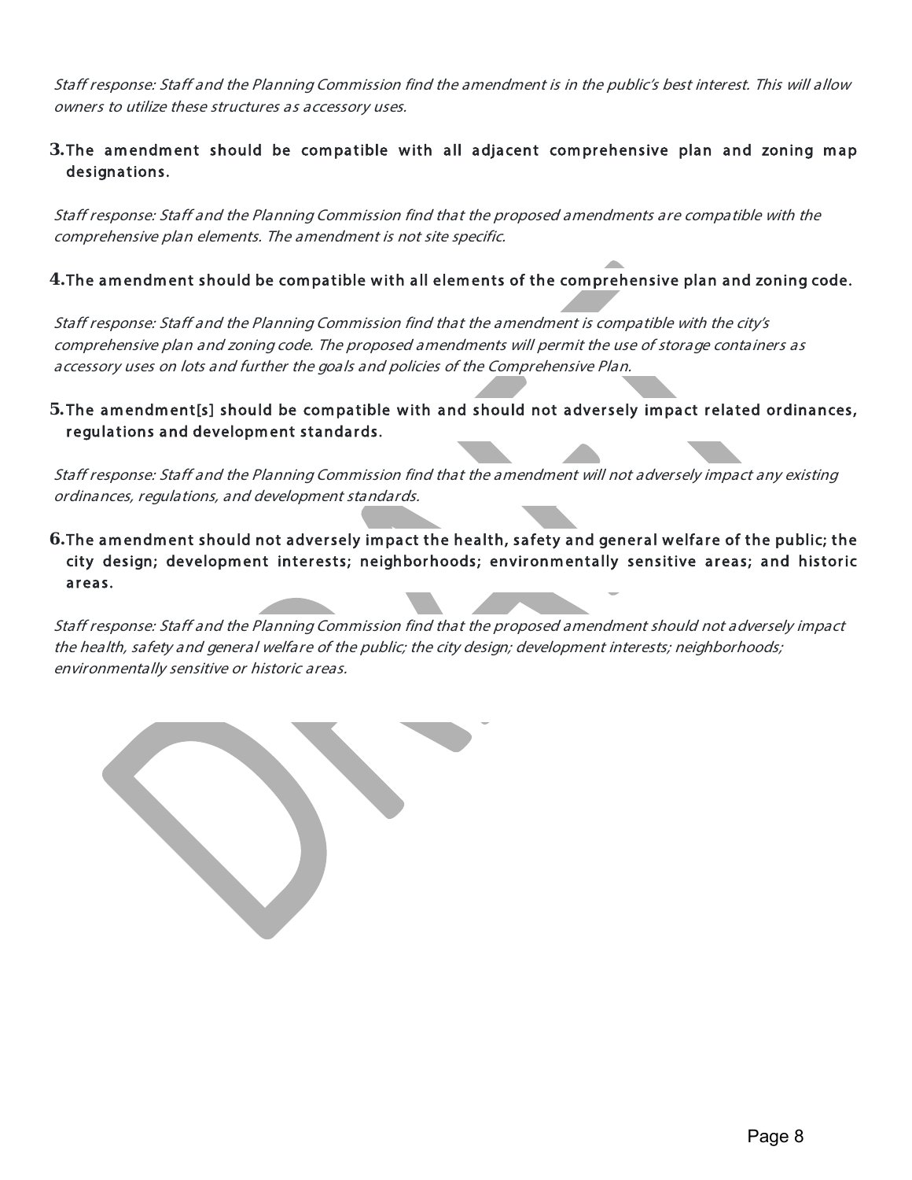*Staff response: Staff and the Planning Commission find the amendment is in the public's best interest. This will allow owners to utilize these structures as accessory uses.*

**3.** The amendment should be compatible with all adjacent comprehensive plan and zoning map designations.

*Staff response: Staff and the Planning Commission find that the proposed amendments are compatible with the comprehensive plan elements. The amendment is not site specific.*

**4.** The amendment should be compatible with all elements of the comprehensive plan and zoning code.

*Staff response: Staff and the Planning Commission find that the amendment is compatible with the city's comprehensive plan and zoning code. The proposed amendments will permit the use of storage containers as accessory uses on lots and further the goals and policies of the Comprehensive Plan.*

**5.** The amendment[s] should be compatible with and should not adversely impact related ordinances, regulations and development standards.

*Staff response: Staff and the Planning Commission find that the amendment will not adversely impact any existing ordinances, regulations, and development standards.*

**6.** The amendment should not adversely impact the health, safety and general welfare of the public; the city design; development interests; neighborhoods; environmentally sensitive areas; and historic areas.

*Staff response: Staff and the Planning Commission find that the proposed amendment should not adversely impact the health, safety and general welfare of the public; the city design; development interests; neighborhoods; environmentally sensitive or historic areas.*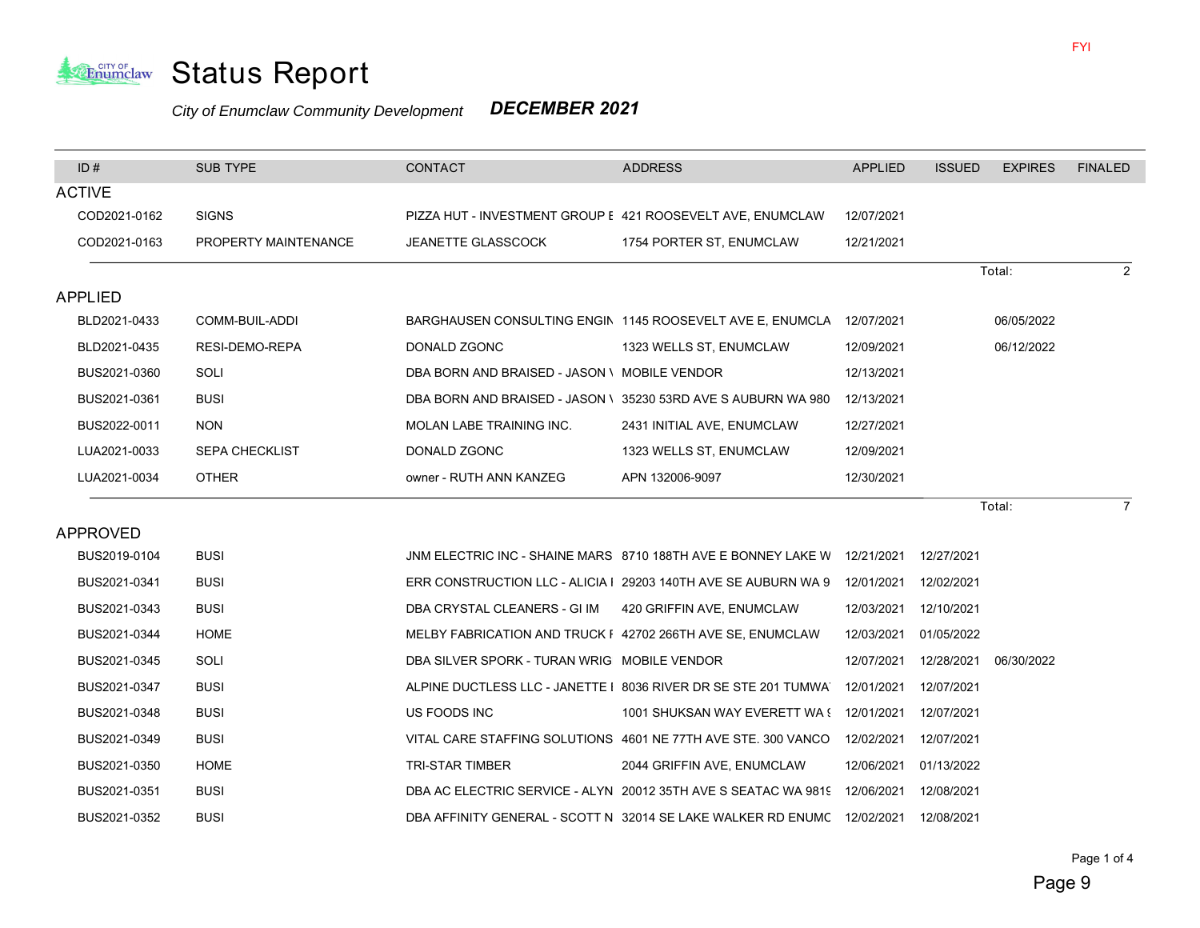FYI

# Status Report

*City of Enumclaw Community Development* ***DECEMBER 2021***

| ID # | SUB TYPE | CONTACT | ADDRESS | APPLIED | ISSUED | EXPIRES | FINALED |
|---|---|---|---|---|---|---|---|
| **ACTIVE** | | | | | | | |
| COD2021-0162 | SIGNS | PIZZA HUT - INVESTMENT GROUP E | 421 ROOSEVELT AVE, ENUMCLAW | 12/07/2021 | | | |
| COD2021-0163 | PROPERTY MAINTENANCE | JEANETTE GLASSCOCK | 1754 PORTER ST, ENUMCLAW | 12/21/2021 | | | |
| | | | | | | Total: | 2 |
| **APPLIED** | | | | | | | |
| BLD2021-0433 | COMM-BUIL-ADDI | BARGHAUSEN CONSULTING ENGIN | 1145 ROOSEVELT AVE E, ENUMCLA | 12/07/2021 | | 06/05/2022 | |
| BLD2021-0435 | RESI-DEMO-REPA | DONALD ZGONC | 1323 WELLS ST, ENUMCLAW | 12/09/2021 | | 06/12/2022 | |
| BUS2021-0360 | SOLI | DBA BORN AND BRAISED - JASON \ | MOBILE VENDOR | 12/13/2021 | | | |
| BUS2021-0361 | BUSI | DBA BORN AND BRAISED - JASON \ | 35230 53RD AVE S AUBURN WA 980 | 12/13/2021 | | | |
| BUS2022-0011 | NON | MOLAN LABE TRAINING INC. | 2431 INITIAL AVE, ENUMCLAW | 12/27/2021 | | | |
| LUA2021-0033 | SEPA CHECKLIST | DONALD ZGONC | 1323 WELLS ST, ENUMCLAW | 12/09/2021 | | | |
| LUA2021-0034 | OTHER | owner - RUTH ANN KANZEG | APN 132006-9097 | 12/30/2021 | | | |
| | | | | | | Total: | 7 |
| **APPROVED** | | | | | | | |
| BUS2019-0104 | BUSI | JNM ELECTRIC INC - SHAINE MARS | 8710 188TH AVE E BONNEY LAKE W | 12/21/2021 | 12/27/2021 | | |
| BUS2021-0341 | BUSI | ERR CONSTRUCTION LLC - ALICIA I | 29203 140TH AVE SE AUBURN WA 9 | 12/01/2021 | 12/02/2021 | | |
| BUS2021-0343 | BUSI | DBA CRYSTAL CLEANERS - GI IM | 420 GRIFFIN AVE, ENUMCLAW | 12/03/2021 | 12/10/2021 | | |
| BUS2021-0344 | HOME | MELBY FABRICATION AND TRUCK F | 42702 266TH AVE SE, ENUMCLAW | 12/03/2021 | 01/05/2022 | | |
| BUS2021-0345 | SOLI | DBA SILVER SPORK - TURAN WRIG | MOBILE VENDOR | 12/07/2021 | 12/28/2021 | 06/30/2022 | |
| BUS2021-0347 | BUSI | ALPINE DUCTLESS LLC - JANETTE I | 8036 RIVER DR SE STE 201 TUMWA | 12/01/2021 | 12/07/2021 | | |
| BUS2021-0348 | BUSI | US FOODS INC | 1001 SHUKSAN WAY EVERETT WA ! | 12/01/2021 | 12/07/2021 | | |
| BUS2021-0349 | BUSI | VITAL CARE STAFFING SOLUTIONS | 4601 NE 77TH AVE STE. 300 VANCO | 12/02/2021 | 12/07/2021 | | |
| BUS2021-0350 | HOME | TRI-STAR TIMBER | 2044 GRIFFIN AVE, ENUMCLAW | 12/06/2021 | 01/13/2022 | | |
| BUS2021-0351 | BUSI | DBA AC ELECTRIC SERVICE - ALYN | 20012 35TH AVE S SEATAC WA 981! | 12/06/2021 | 12/08/2021 | | |
| BUS2021-0352 | BUSI | DBA AFFINITY GENERAL - SCOTT N | 32014 SE LAKE WALKER RD ENUMC | 12/02/2021 | 12/08/2021 | | |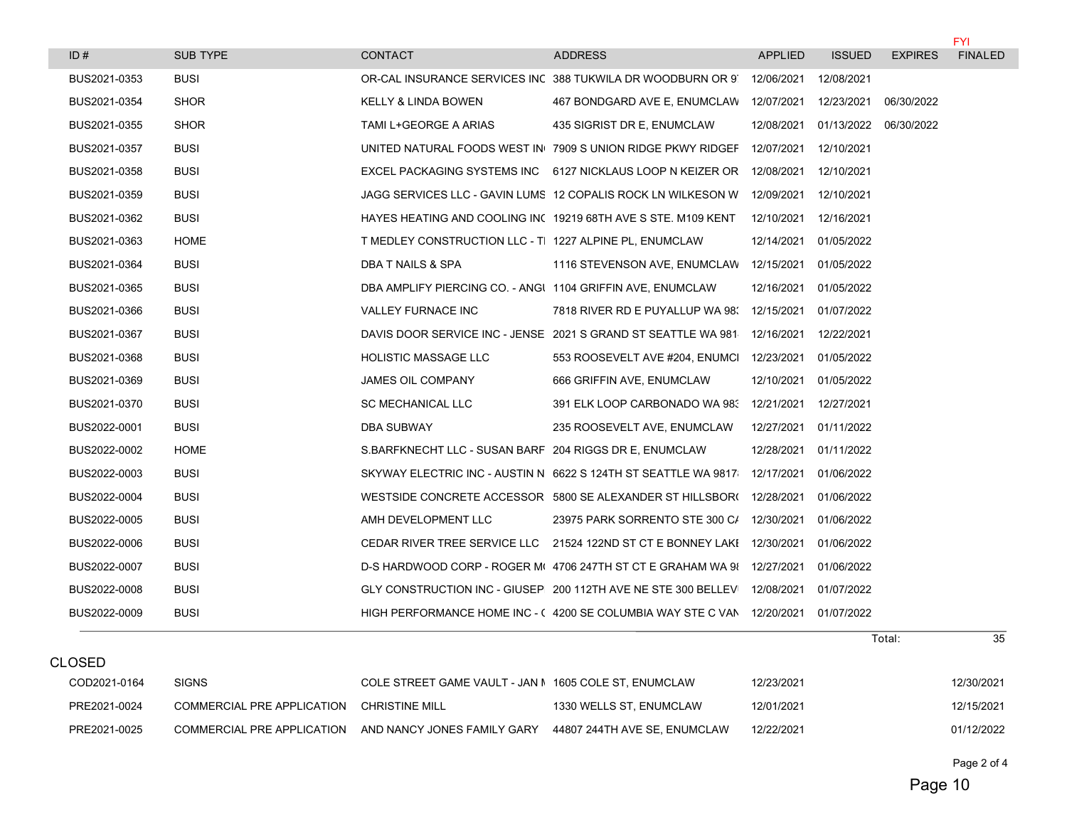| ID # | SUB TYPE | CONTACT | ADDRESS | APPLIED | ISSUED | EXPIRES | FYI FINALED |
|---|---|---|---|---|---|---|---|
| BUS2021-0353 | BUSI | OR-CAL INSURANCE SERVICES INC | 388 TUKWILA DR WOODBURN OR 9 | 12/06/2021 | 12/08/2021 | | |
| BUS2021-0354 | SHOR | KELLY & LINDA BOWEN | 467 BONDGARD AVE E, ENUMCLAW | 12/07/2021 | 12/23/2021 | 06/30/2022 | |
| BUS2021-0355 | SHOR | TAMI L+GEORGE A ARIAS | 435 SIGRIST DR E, ENUMCLAW | 12/08/2021 | 01/13/2022 | 06/30/2022 | |
| BUS2021-0357 | BUSI | UNITED NATURAL FOODS WEST IN | 7909 S UNION RIDGE PKWY RIDGEF | 12/07/2021 | 12/10/2021 | | |
| BUS2021-0358 | BUSI | EXCEL PACKAGING SYSTEMS INC | 6127 NICKLAUS LOOP N KEIZER OR | 12/08/2021 | 12/10/2021 | | |
| BUS2021-0359 | BUSI | JAGG SERVICES LLC - GAVIN LUMS | 12 COPALIS ROCK LN WILKESON W | 12/09/2021 | 12/10/2021 | | |
| BUS2021-0362 | BUSI | HAYES HEATING AND COOLING INC | 19219 68TH AVE S STE. M109 KENT | 12/10/2021 | 12/16/2021 | | |
| BUS2021-0363 | HOME | T MEDLEY CONSTRUCTION LLC - TI | 1227 ALPINE PL, ENUMCLAW | 12/14/2021 | 01/05/2022 | | |
| BUS2021-0364 | BUSI | DBA T NAILS & SPA | 1116 STEVENSON AVE, ENUMCLAW | 12/15/2021 | 01/05/2022 | | |
| BUS2021-0365 | BUSI | DBA AMPLIFY PIERCING CO. - ANGU | 1104 GRIFFIN AVE, ENUMCLAW | 12/16/2021 | 01/05/2022 | | |
| BUS2021-0366 | BUSI | VALLEY FURNACE INC | 7818 RIVER RD E PUYALLUP WA 98 | 12/15/2021 | 01/07/2022 | | |
| BUS2021-0367 | BUSI | DAVIS DOOR SERVICE INC - JENSE | 2021 S GRAND ST SEATTLE WA 981 | 12/16/2021 | 12/22/2021 | | |
| BUS2021-0368 | BUSI | HOLISTIC MASSAGE LLC | 553 ROOSEVELT AVE #204, ENUMCL | 12/23/2021 | 01/05/2022 | | |
| BUS2021-0369 | BUSI | JAMES OIL COMPANY | 666 GRIFFIN AVE, ENUMCLAW | 12/10/2021 | 01/05/2022 | | |
| BUS2021-0370 | BUSI | SC MECHANICAL LLC | 391 ELK LOOP CARBONADO WA 98 | 12/21/2021 | 12/27/2021 | | |
| BUS2022-0001 | BUSI | DBA SUBWAY | 235 ROOSEVELT AVE, ENUMCLAW | 12/27/2021 | 01/11/2022 | | |
| BUS2022-0002 | HOME | S.BARFKNECHT LLC - SUSAN BARF | 204 RIGGS DR E, ENUMCLAW | 12/28/2021 | 01/11/2022 | | |
| BUS2022-0003 | BUSI | SKYWAY ELECTRIC INC - AUSTIN N | 6622 S 124TH ST SEATTLE WA 9817 | 12/17/2021 | 01/06/2022 | | |
| BUS2022-0004 | BUSI | WESTSIDE CONCRETE ACCESSOR | 5800 SE ALEXANDER ST HILLSBOR | 12/28/2021 | 01/06/2022 | | |
| BUS2022-0005 | BUSI | AMH DEVELOPMENT LLC | 23975 PARK SORRENTO STE 300 C | 12/30/2021 | 01/06/2022 | | |
| BUS2022-0006 | BUSI | CEDAR RIVER TREE SERVICE LLC | 21524 122ND ST CT E BONNEY LAK | 12/30/2021 | 01/06/2022 | | |
| BUS2022-0007 | BUSI | D-S HARDWOOD CORP - ROGER M | 4706 247TH ST CT E GRAHAM WA 9 | 12/27/2021 | 01/06/2022 | | |
| BUS2022-0008 | BUSI | GLY CONSTRUCTION INC - GIUSEP | 200 112TH AVE NE STE 300 BELLEV | 12/08/2021 | 01/07/2022 | | |
| BUS2022-0009 | BUSI | HIGH PERFORMANCE HOME INC - ( | 4200 SE COLUMBIA WAY STE C VAN | 12/20/2021 | 01/07/2022 | | |
| | | | | | | Total: | 35 |

## CLOSED

| ID # | SUB TYPE | CONTACT | ADDRESS | APPLIED | ISSUED | EXPIRES | FINALED |
|---|---|---|---|---|---|---|---|
| COD2021-0164 | SIGNS | COLE STREET GAME VAULT - JAN M | 1605 COLE ST, ENUMCLAW | 12/23/2021 | | | 12/30/2021 |
| PRE2021-0024 | COMMERCIAL PRE APPLICATION | CHRISTINE MILL | 1330 WELLS ST, ENUMCLAW | 12/01/2021 | | | 12/15/2021 |
| PRE2021-0025 | COMMERCIAL PRE APPLICATION | AND NANCY JONES FAMILY GARY | 44807 244TH AVE SE, ENUMCLAW | 12/22/2021 | | | 01/12/2022 |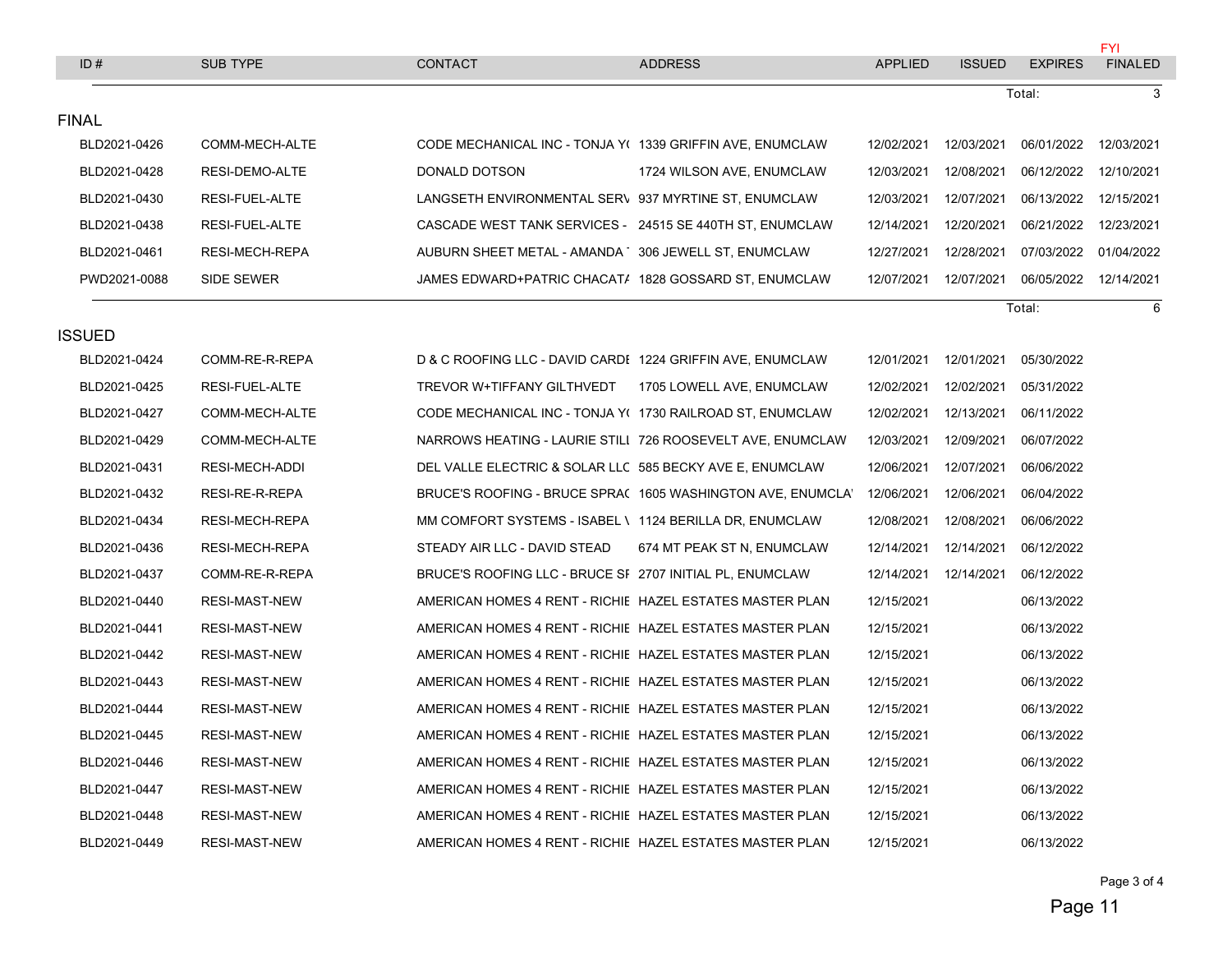| ID # | SUB TYPE | CONTACT | ADDRESS | APPLIED | ISSUED | EXPIRES | FYI FINALED |
|---|---|---|---|---|---|---|---|
| | | | | | | Total: | 3 |

## FINAL

| ID # | SUB TYPE | CONTACT | ADDRESS | APPLIED | ISSUED | EXPIRES | FINALED |
|---|---|---|---|---|---|---|---|
| BLD2021-0426 | COMM-MECH-ALTE | CODE MECHANICAL INC - TONJA Y( | 1339 GRIFFIN AVE, ENUMCLAW | 12/02/2021 | 12/03/2021 | 06/01/2022 | 12/03/2021 |
| BLD2021-0428 | RESI-DEMO-ALTE | DONALD DOTSON | 1724 WILSON AVE, ENUMCLAW | 12/03/2021 | 12/08/2021 | 06/12/2022 | 12/10/2021 |
| BLD2021-0430 | RESI-FUEL-ALTE | LANGSETH ENVIRONMENTAL SERV | 937 MYRTINE ST, ENUMCLAW | 12/03/2021 | 12/07/2021 | 06/13/2022 | 12/15/2021 |
| BLD2021-0438 | RESI-FUEL-ALTE | CASCADE WEST TANK SERVICES - | 24515 SE 440TH ST, ENUMCLAW | 12/14/2021 | 12/20/2021 | 06/21/2022 | 12/23/2021 |
| BLD2021-0461 | RESI-MECH-REPA | AUBURN SHEET METAL - AMANDA | 306 JEWELL ST, ENUMCLAW | 12/27/2021 | 12/28/2021 | 07/03/2022 | 01/04/2022 |
| PWD2021-0088 | SIDE SEWER | JAMES EDWARD+PATRIC CHACAT/ | 1828 GOSSARD ST, ENUMCLAW | 12/07/2021 | 12/07/2021 | 06/05/2022 | 12/14/2021 |
| | | | | | | Total: | 6 |

## ISSUED

| ID # | SUB TYPE | CONTACT | ADDRESS | APPLIED | ISSUED | EXPIRES | FINALED |
|---|---|---|---|---|---|---|---|
| BLD2021-0424 | COMM-RE-R-REPA | D & C ROOFING LLC - DAVID CARDE | 1224 GRIFFIN AVE, ENUMCLAW | 12/01/2021 | 12/01/2021 | 05/30/2022 | |
| BLD2021-0425 | RESI-FUEL-ALTE | TREVOR W+TIFFANY GILTHVEDT | 1705 LOWELL AVE, ENUMCLAW | 12/02/2021 | 12/02/2021 | 05/31/2022 | |
| BLD2021-0427 | COMM-MECH-ALTE | CODE MECHANICAL INC - TONJA Y( | 1730 RAILROAD ST, ENUMCLAW | 12/02/2021 | 12/13/2021 | 06/11/2022 | |
| BLD2021-0429 | COMM-MECH-ALTE | NARROWS HEATING - LAURIE STILL | 726 ROOSEVELT AVE, ENUMCLAW | 12/03/2021 | 12/09/2021 | 06/07/2022 | |
| BLD2021-0431 | RESI-MECH-ADDI | DEL VALLE ELECTRIC & SOLAR LLC | 585 BECKY AVE E, ENUMCLAW | 12/06/2021 | 12/07/2021 | 06/06/2022 | |
| BLD2021-0432 | RESI-RE-R-REPA | BRUCE'S ROOFING - BRUCE SPRA( | 1605 WASHINGTON AVE, ENUMCLA' | 12/06/2021 | 12/06/2021 | 06/04/2022 | |
| BLD2021-0434 | RESI-MECH-REPA | MM COMFORT SYSTEMS - ISABEL \ | 1124 BERILLA DR, ENUMCLAW | 12/08/2021 | 12/08/2021 | 06/06/2022 | |
| BLD2021-0436 | RESI-MECH-REPA | STEADY AIR LLC - DAVID STEAD | 674 MT PEAK ST N, ENUMCLAW | 12/14/2021 | 12/14/2021 | 06/12/2022 | |
| BLD2021-0437 | COMM-RE-R-REPA | BRUCE'S ROOFING LLC - BRUCE SF | 2707 INITIAL PL, ENUMCLAW | 12/14/2021 | 12/14/2021 | 06/12/2022 | |
| BLD2021-0440 | RESI-MAST-NEW | AMERICAN HOMES 4 RENT - RICHIE | HAZEL ESTATES MASTER PLAN | 12/15/2021 | | 06/13/2022 | |
| BLD2021-0441 | RESI-MAST-NEW | AMERICAN HOMES 4 RENT - RICHIE | HAZEL ESTATES MASTER PLAN | 12/15/2021 | | 06/13/2022 | |
| BLD2021-0442 | RESI-MAST-NEW | AMERICAN HOMES 4 RENT - RICHIE | HAZEL ESTATES MASTER PLAN | 12/15/2021 | | 06/13/2022 | |
| BLD2021-0443 | RESI-MAST-NEW | AMERICAN HOMES 4 RENT - RICHIE | HAZEL ESTATES MASTER PLAN | 12/15/2021 | | 06/13/2022 | |
| BLD2021-0444 | RESI-MAST-NEW | AMERICAN HOMES 4 RENT - RICHIE | HAZEL ESTATES MASTER PLAN | 12/15/2021 | | 06/13/2022 | |
| BLD2021-0445 | RESI-MAST-NEW | AMERICAN HOMES 4 RENT - RICHIE | HAZEL ESTATES MASTER PLAN | 12/15/2021 | | 06/13/2022 | |
| BLD2021-0446 | RESI-MAST-NEW | AMERICAN HOMES 4 RENT - RICHIE | HAZEL ESTATES MASTER PLAN | 12/15/2021 | | 06/13/2022 | |
| BLD2021-0447 | RESI-MAST-NEW | AMERICAN HOMES 4 RENT - RICHIE | HAZEL ESTATES MASTER PLAN | 12/15/2021 | | 06/13/2022 | |
| BLD2021-0448 | RESI-MAST-NEW | AMERICAN HOMES 4 RENT - RICHIE | HAZEL ESTATES MASTER PLAN | 12/15/2021 | | 06/13/2022 | |
| BLD2021-0449 | RESI-MAST-NEW | AMERICAN HOMES 4 RENT - RICHIE | HAZEL ESTATES MASTER PLAN | 12/15/2021 | | 06/13/2022 | |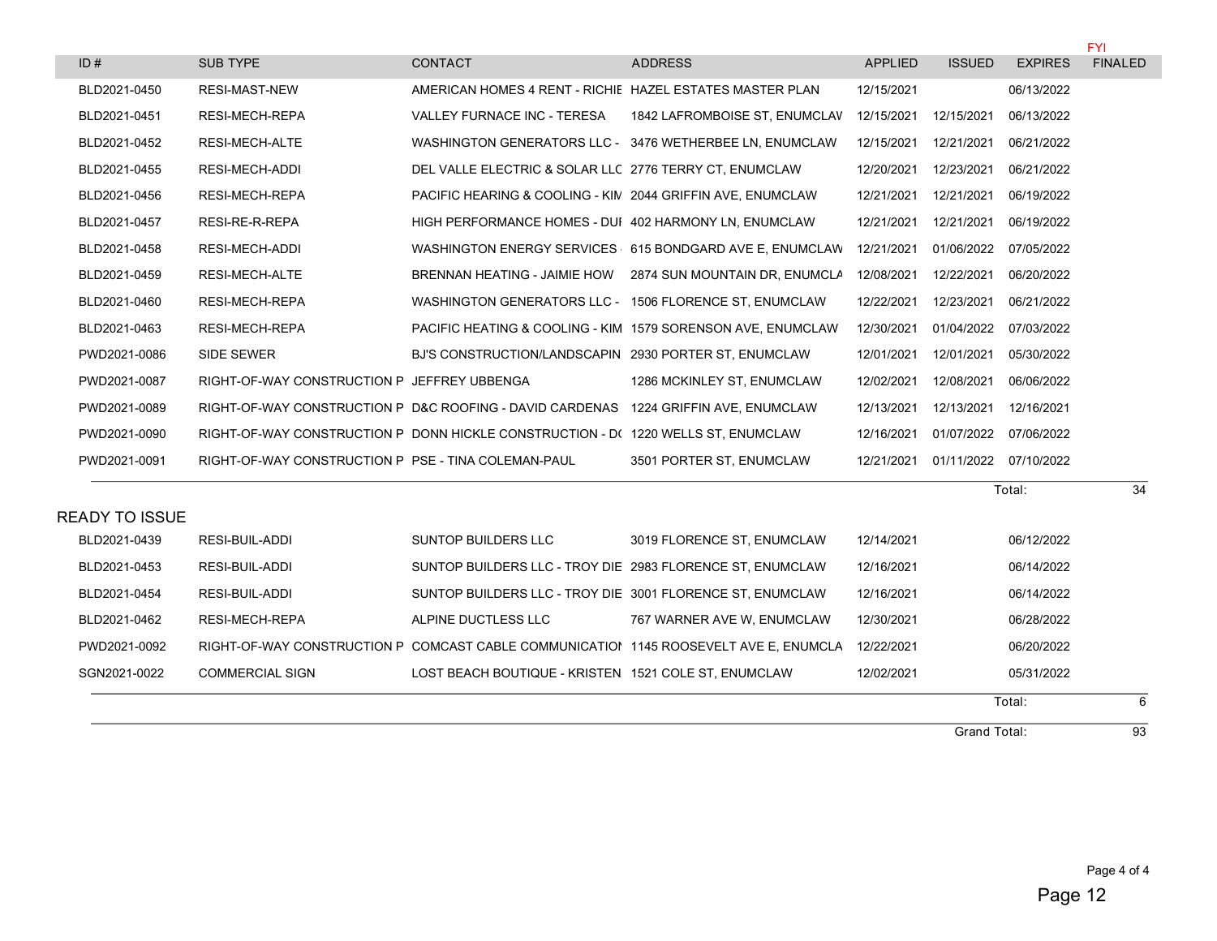| ID # | SUB TYPE | CONTACT | ADDRESS | APPLIED | ISSUED | EXPIRES | FYI FINALED |
|---|---|---|---|---|---|---|---|
| BLD2021-0450 | RESI-MAST-NEW | AMERICAN HOMES 4 RENT - RICHIE | HAZEL ESTATES MASTER PLAN | 12/15/2021 | | 06/13/2022 | |
| BLD2021-0451 | RESI-MECH-REPA | VALLEY FURNACE INC - TERESA | 1842 LAFROMBOISE ST, ENUMCLAW | 12/15/2021 | 12/15/2021 | 06/13/2022 | |
| BLD2021-0452 | RESI-MECH-ALTE | WASHINGTON GENERATORS LLC - | 3476 WETHERBEE LN, ENUMCLAW | 12/15/2021 | 12/21/2021 | 06/21/2022 | |
| BLD2021-0455 | RESI-MECH-ADDI | DEL VALLE ELECTRIC & SOLAR LLC | 2776 TERRY CT, ENUMCLAW | 12/20/2021 | 12/23/2021 | 06/21/2022 | |
| BLD2021-0456 | RESI-MECH-REPA | PACIFIC HEARING & COOLING - KIM | 2044 GRIFFIN AVE, ENUMCLAW | 12/21/2021 | 12/21/2021 | 06/19/2022 | |
| BLD2021-0457 | RESI-RE-R-REPA | HIGH PERFORMANCE HOMES - DUI | 402 HARMONY LN, ENUMCLAW | 12/21/2021 | 12/21/2021 | 06/19/2022 | |
| BLD2021-0458 | RESI-MECH-ADDI | WASHINGTON ENERGY SERVICES | 615 BONDGARD AVE E, ENUMCLAW | 12/21/2021 | 01/06/2022 | 07/05/2022 | |
| BLD2021-0459 | RESI-MECH-ALTE | BRENNAN HEATING - JAIMIE HOW | 2874 SUN MOUNTAIN DR, ENUMCLA | 12/08/2021 | 12/22/2021 | 06/20/2022 | |
| BLD2021-0460 | RESI-MECH-REPA | WASHINGTON GENERATORS LLC - | 1506 FLORENCE ST, ENUMCLAW | 12/22/2021 | 12/23/2021 | 06/21/2022 | |
| BLD2021-0463 | RESI-MECH-REPA | PACIFIC HEATING & COOLING - KIM | 1579 SORENSON AVE, ENUMCLAW | 12/30/2021 | 01/04/2022 | 07/03/2022 | |
| PWD2021-0086 | SIDE SEWER | BJ'S CONSTRUCTION/LANDSCAPIN | 2930 PORTER ST, ENUMCLAW | 12/01/2021 | 12/01/2021 | 05/30/2022 | |
| PWD2021-0087 | RIGHT-OF-WAY CONSTRUCTION P | JEFFREY UBBENGA | 1286 MCKINLEY ST, ENUMCLAW | 12/02/2021 | 12/08/2021 | 06/06/2022 | |
| PWD2021-0089 | RIGHT-OF-WAY CONSTRUCTION P | D&C ROOFING - DAVID CARDENAS | 1224 GRIFFIN AVE, ENUMCLAW | 12/13/2021 | 12/13/2021 | 12/16/2021 | |
| PWD2021-0090 | RIGHT-OF-WAY CONSTRUCTION P | DONN HICKLE CONSTRUCTION - D( | 1220 WELLS ST, ENUMCLAW | 12/16/2021 | 01/07/2022 | 07/06/2022 | |
| PWD2021-0091 | RIGHT-OF-WAY CONSTRUCTION P | PSE - TINA COLEMAN-PAUL | 3501 PORTER ST, ENUMCLAW | 12/21/2021 | 01/11/2022 | 07/10/2022 | |
| | | | | | | Total: | 34 |

## READY TO ISSUE

| ID # | SUB TYPE | CONTACT | ADDRESS | APPLIED | ISSUED | EXPIRES | FYI FINALED |
|---|---|---|---|---|---|---|---|
| BLD2021-0439 | RESI-BUIL-ADDI | SUNTOP BUILDERS LLC | 3019 FLORENCE ST, ENUMCLAW | 12/14/2021 | | 06/12/2022 | |
| BLD2021-0453 | RESI-BUIL-ADDI | SUNTOP BUILDERS LLC - TROY DIE | 2983 FLORENCE ST, ENUMCLAW | 12/16/2021 | | 06/14/2022 | |
| BLD2021-0454 | RESI-BUIL-ADDI | SUNTOP BUILDERS LLC - TROY DIE | 3001 FLORENCE ST, ENUMCLAW | 12/16/2021 | | 06/14/2022 | |
| BLD2021-0462 | RESI-MECH-REPA | ALPINE DUCTLESS LLC | 767 WARNER AVE W, ENUMCLAW | 12/30/2021 | | 06/28/2022 | |
| PWD2021-0092 | RIGHT-OF-WAY CONSTRUCTION P | COMCAST CABLE COMMUNICATIOI | 1145 ROOSEVELT AVE E, ENUMCLA | 12/22/2021 | | 06/20/2022 | |
| SGN2021-0022 | COMMERCIAL SIGN | LOST BEACH BOUTIQUE - KRISTEN | 1521 COLE ST, ENUMCLAW | 12/02/2021 | | 05/31/2022 | |
| | | | | | | Total: | 6 |
| | | | | | | Grand Total: | 93 |